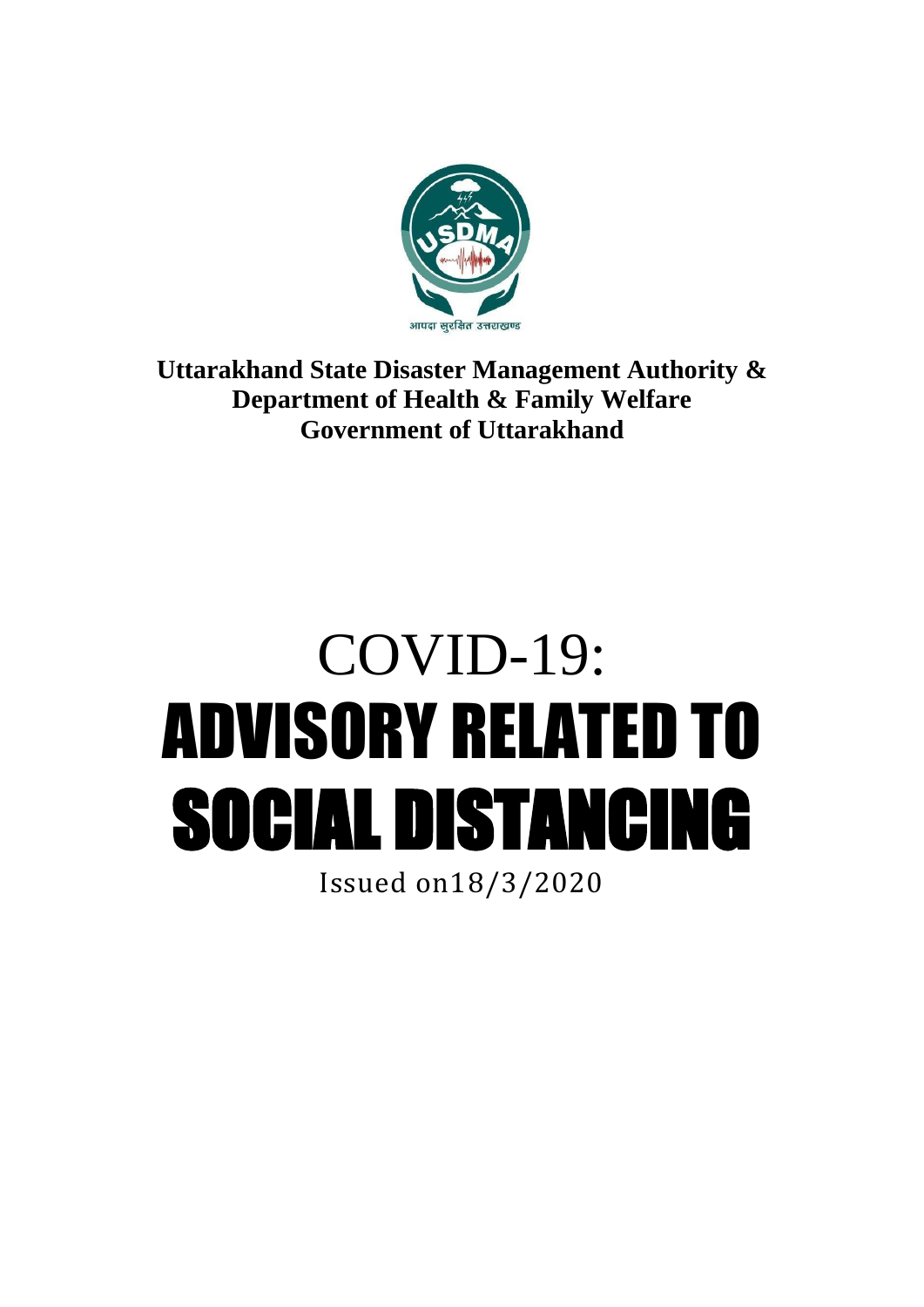**Uttarakhand State Disaster Management Authority &**
**Department of Health & Family Welfare**
**Government of Uttarakhand**

# COVID-19:
# ADVISORY RELATED TO SOCIAL DISTANCING

Issued on18/3/2020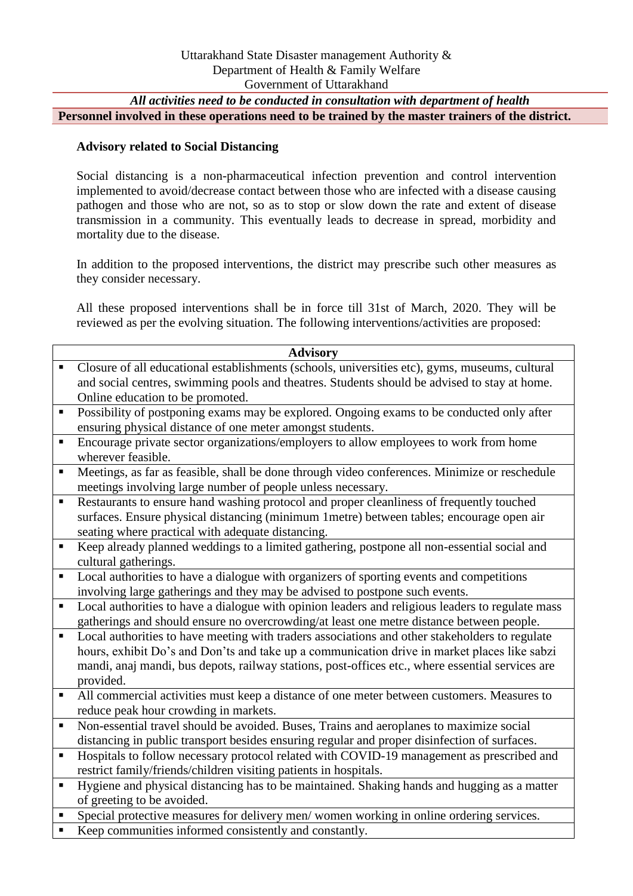Uttarakhand State Disaster management Authority &
Department of Health & Family Welfare
Government of Uttarakhand

***All activities need to be conducted in consultation with department of health***

**Personnel involved in these operations need to be trained by the master trainers of the district.**

**Advisory related to Social Distancing**

Social distancing is a non-pharmaceutical infection prevention and control intervention implemented to avoid/decrease contact between those who are infected with a disease causing pathogen and those who are not, so as to stop or slow down the rate and extent of disease transmission in a community. This eventually leads to decrease in spread, morbidity and mortality due to the disease.

In addition to the proposed interventions, the district may prescribe such other measures as they consider necessary.

All these proposed interventions shall be in force till 31st of March, 2020. They will be reviewed as per the evolving situation. The following interventions/activities are proposed:

| **Advisory** |
|---|
| ▪ Closure of all educational establishments (schools, universities etc), gyms, museums, cultural and social centres, swimming pools and theatres. Students should be advised to stay at home. Online education to be promoted. |
| ▪ Possibility of postponing exams may be explored. Ongoing exams to be conducted only after ensuring physical distance of one meter amongst students. |
| ▪ Encourage private sector organizations/employers to allow employees to work from home wherever feasible. |
| ▪ Meetings, as far as feasible, shall be done through video conferences. Minimize or reschedule meetings involving large number of people unless necessary. |
| ▪ Restaurants to ensure hand washing protocol and proper cleanliness of frequently touched surfaces. Ensure physical distancing (minimum 1metre) between tables; encourage open air seating where practical with adequate distancing. |
| ▪ Keep already planned weddings to a limited gathering, postpone all non-essential social and cultural gatherings. |
| ▪ Local authorities to have a dialogue with organizers of sporting events and competitions involving large gatherings and they may be advised to postpone such events. |
| ▪ Local authorities to have a dialogue with opinion leaders and religious leaders to regulate mass gatherings and should ensure no overcrowding/at least one metre distance between people. |
| ▪ Local authorities to have meeting with traders associations and other stakeholders to regulate hours, exhibit Do's and Don'ts and take up a communication drive in market places like sabzi mandi, anaj mandi, bus depots, railway stations, post-offices etc., where essential services are provided. |
| ▪ All commercial activities must keep a distance of one meter between customers. Measures to reduce peak hour crowding in markets. |
| ▪ Non-essential travel should be avoided. Buses, Trains and aeroplanes to maximize social distancing in public transport besides ensuring regular and proper disinfection of surfaces. |
| ▪ Hospitals to follow necessary protocol related with COVID-19 management as prescribed and restrict family/friends/children visiting patients in hospitals. |
| ▪ Hygiene and physical distancing has to be maintained. Shaking hands and hugging as a matter of greeting to be avoided. |
| ▪ Special protective measures for delivery men/ women working in online ordering services. |
| ▪ Keep communities informed consistently and constantly. |